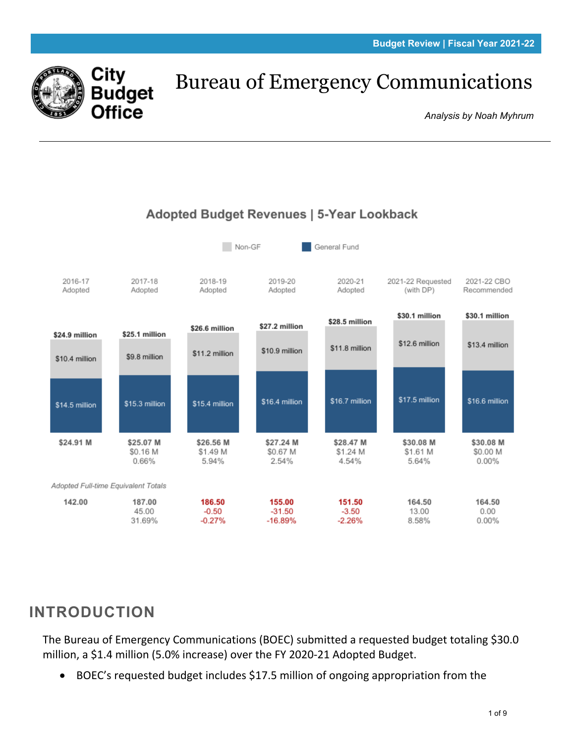Budget Review | Fiscal Year 2021-22

City Budget Office

# Bureau of Emergency Communications

*Analysis by Noah Myhrum*

---

## Adopted Budget Revenues | 5-Year Lookback

| | 2016-17 Adopted | 2017-18 Adopted | 2018-19 Adopted | 2019-20 Adopted | 2020-21 Adopted | 2021-22 Requested (with DP) | 2021-22 CBO Recommended |
|---|---|---|---|---|---|---|---|
| Total | $24.9 million | $25.1 million | $26.6 million | $27.2 million | $28.5 million | $30.1 million | $30.1 million |
| Non-GF | $10.4 million | $9.8 million | $11.2 million | $10.9 million | $11.8 million | $12.6 million | $13.4 million |
| General Fund | $14.5 million | $15.3 million | $15.4 million | $16.4 million | $16.7 million | $17.5 million | $16.6 million |
| Total | $24.91 M | $25.07 M | $26.56 M | $27.24 M | $28.47 M | $30.08 M | $30.08 M |
| Change | | $0.16 M | $1.49 M | $0.67 M | $1.24 M | $1.61 M | $0.00 M |
| % Change | | 0.66% | 5.94% | 2.54% | 4.54% | 5.64% | 0.00% |

*Adopted Full-time Equivalent Totals*

| | 2016-17 Adopted | 2017-18 Adopted | 2018-19 Adopted | 2019-20 Adopted | 2020-21 Adopted | 2021-22 Requested (with DP) | 2021-22 CBO Recommended |
|---|---|---|---|---|---|---|---|
| FTE | 142.00 | 187.00 | 186.50 | 155.00 | 151.50 | 164.50 | 164.50 |
| Change | | 45.00 | -0.50 | -31.50 | -3.50 | 13.00 | 0.00 |
| % Change | | 31.69% | -0.27% | -16.89% | -2.26% | 8.58% | 0.00% |

## INTRODUCTION

The Bureau of Emergency Communications (BOEC) submitted a requested budget totaling $30.0 million, a $1.4 million (5.0% increase) over the FY 2020-21 Adopted Budget.

- BOEC's requested budget includes $17.5 million of ongoing appropriation from the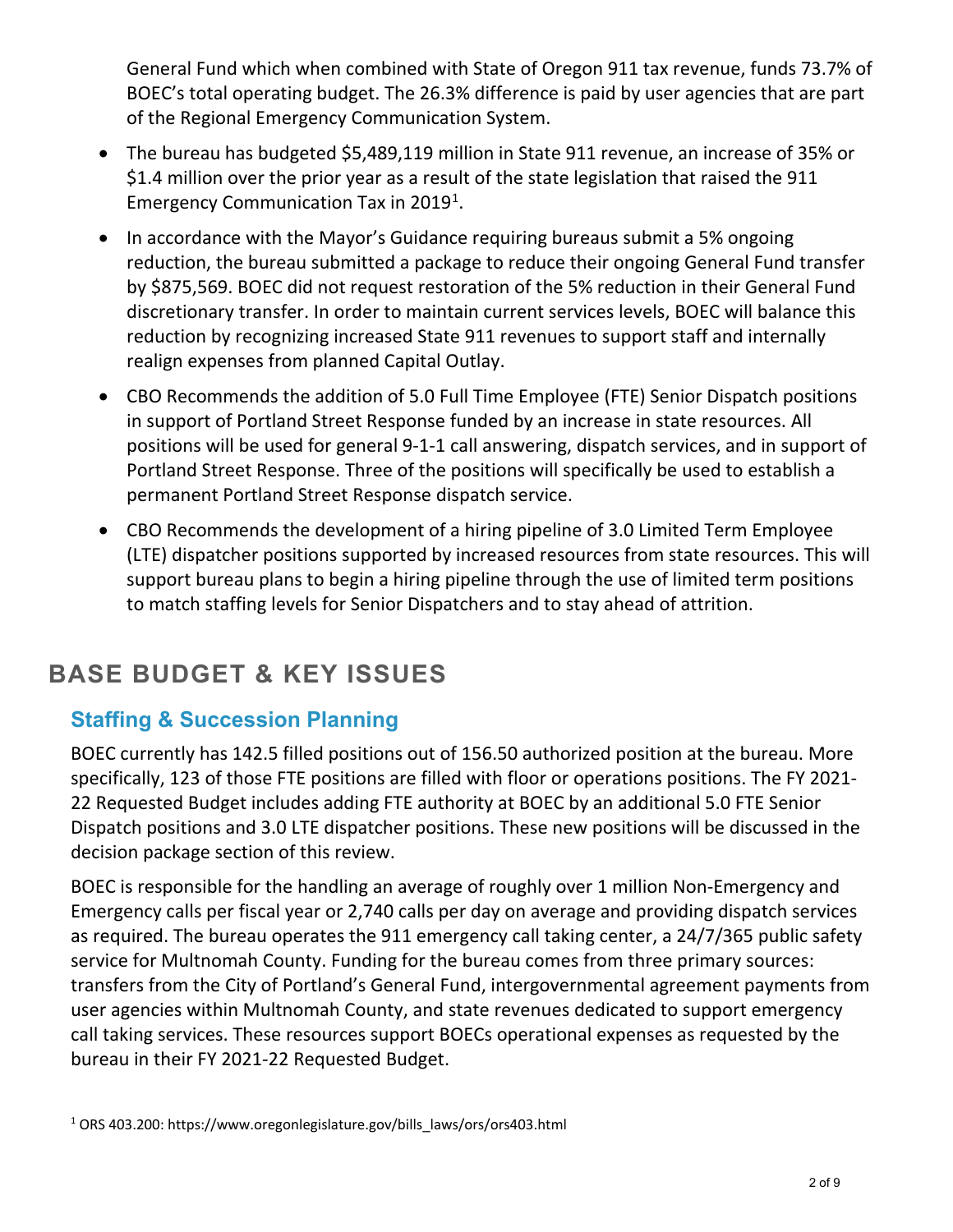General Fund which when combined with State of Oregon 911 tax revenue, funds 73.7% of BOEC's total operating budget. The 26.3% difference is paid by user agencies that are part of the Regional Emergency Communication System.

- The bureau has budgeted $5,489,119 million in State 911 revenue, an increase of 35% or $1.4 million over the prior year as a result of the state legislation that raised the 911 Emergency Communication Tax in 2019[1].
- In accordance with the Mayor's Guidance requiring bureaus submit a 5% ongoing reduction, the bureau submitted a package to reduce their ongoing General Fund transfer by $875,569. BOEC did not request restoration of the 5% reduction in their General Fund discretionary transfer. In order to maintain current services levels, BOEC will balance this reduction by recognizing increased State 911 revenues to support staff and internally realign expenses from planned Capital Outlay.
- CBO Recommends the addition of 5.0 Full Time Employee (FTE) Senior Dispatch positions in support of Portland Street Response funded by an increase in state resources. All positions will be used for general 9-1-1 call answering, dispatch services, and in support of Portland Street Response. Three of the positions will specifically be used to establish a permanent Portland Street Response dispatch service.
- CBO Recommends the development of a hiring pipeline of 3.0 Limited Term Employee (LTE) dispatcher positions supported by increased resources from state resources. This will support bureau plans to begin a hiring pipeline through the use of limited term positions to match staffing levels for Senior Dispatchers and to stay ahead of attrition.

# BASE BUDGET & KEY ISSUES

## Staffing & Succession Planning

BOEC currently has 142.5 filled positions out of 156.50 authorized position at the bureau. More specifically, 123 of those FTE positions are filled with floor or operations positions. The FY 2021-22 Requested Budget includes adding FTE authority at BOEC by an additional 5.0 FTE Senior Dispatch positions and 3.0 LTE dispatcher positions. These new positions will be discussed in the decision package section of this review.

BOEC is responsible for the handling an average of roughly over 1 million Non-Emergency and Emergency calls per fiscal year or 2,740 calls per day on average and providing dispatch services as required. The bureau operates the 911 emergency call taking center, a 24/7/365 public safety service for Multnomah County. Funding for the bureau comes from three primary sources: transfers from the City of Portland's General Fund, intergovernmental agreement payments from user agencies within Multnomah County, and state revenues dedicated to support emergency call taking services. These resources support BOECs operational expenses as requested by the bureau in their FY 2021-22 Requested Budget.

[1] ORS 403.200: https://www.oregonlegislature.gov/bills_laws/ors/ors403.html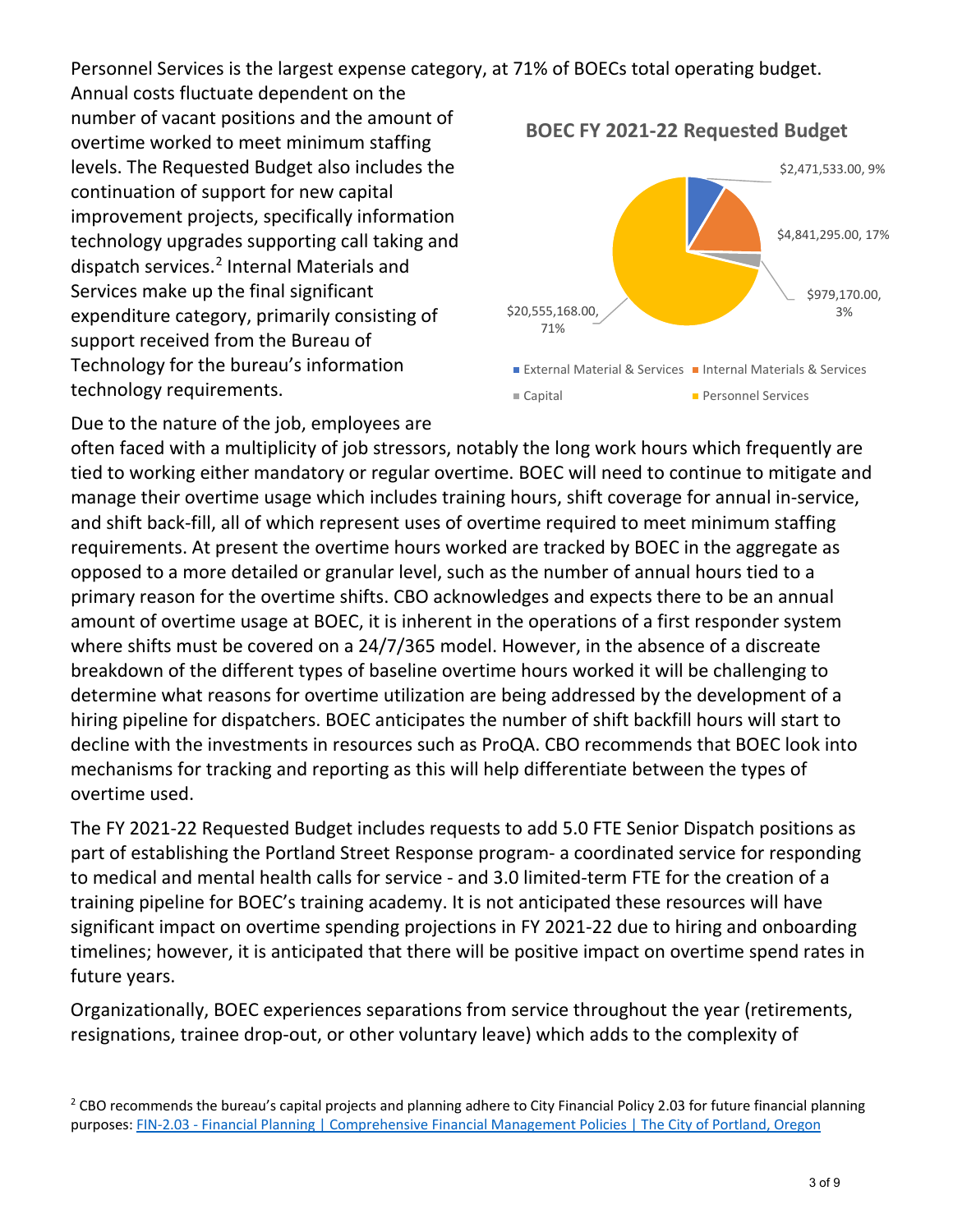Personnel Services is the largest expense category, at 71% of BOECs total operating budget. Annual costs fluctuate dependent on the number of vacant positions and the amount of overtime worked to meet minimum staffing levels. The Requested Budget also includes the continuation of support for new capital improvement projects, specifically information technology upgrades supporting call taking and dispatch services.[2] Internal Materials and Services make up the final significant expenditure category, primarily consisting of support received from the Bureau of Technology for the bureau's information technology requirements.

**BOEC FY 2021-22 Requested Budget**

| Category | Amount | Percent |
|---|---|---|
| External Material & Services | $2,471,533.00 | 9% |
| Internal Materials & Services | $4,841,295.00 | 17% |
| Capital | $979,170.00 | 3% |
| Personnel Services | $20,555,168.00 | 71% |

Due to the nature of the job, employees are often faced with a multiplicity of job stressors, notably the long work hours which frequently are tied to working either mandatory or regular overtime. BOEC will need to continue to mitigate and manage their overtime usage which includes training hours, shift coverage for annual in-service, and shift back-fill, all of which represent uses of overtime required to meet minimum staffing requirements. At present the overtime hours worked are tracked by BOEC in the aggregate as opposed to a more detailed or granular level, such as the number of annual hours tied to a primary reason for the overtime shifts. CBO acknowledges and expects there to be an annual amount of overtime usage at BOEC, it is inherent in the operations of a first responder system where shifts must be covered on a 24/7/365 model. However, in the absence of a discreate breakdown of the different types of baseline overtime hours worked it will be challenging to determine what reasons for overtime utilization are being addressed by the development of a hiring pipeline for dispatchers. BOEC anticipates the number of shift backfill hours will start to decline with the investments in resources such as ProQA. CBO recommends that BOEC look into mechanisms for tracking and reporting as this will help differentiate between the types of overtime used.

The FY 2021-22 Requested Budget includes requests to add 5.0 FTE Senior Dispatch positions as part of establishing the Portland Street Response program- a coordinated service for responding to medical and mental health calls for service - and 3.0 limited-term FTE for the creation of a training pipeline for BOEC's training academy. It is not anticipated these resources will have significant impact on overtime spending projections in FY 2021-22 due to hiring and onboarding timelines; however, it is anticipated that there will be positive impact on overtime spend rates in future years.

Organizationally, BOEC experiences separations from service throughout the year (retirements, resignations, trainee drop-out, or other voluntary leave) which adds to the complexity of

[2] CBO recommends the bureau's capital projects and planning adhere to City Financial Policy 2.03 for future financial planning purposes: FIN-2.03 - Financial Planning | Comprehensive Financial Management Policies | The City of Portland, Oregon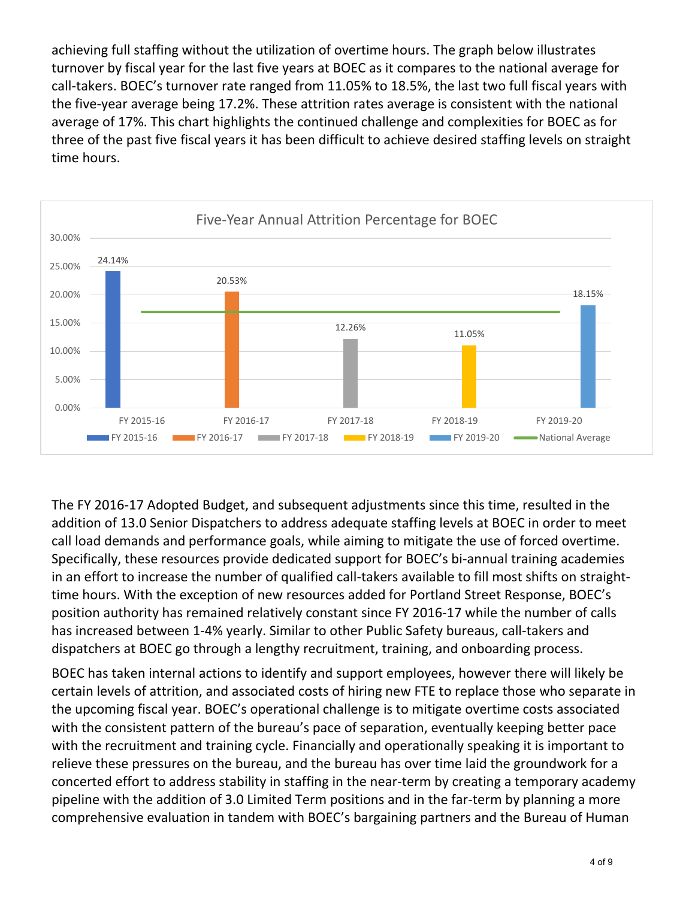achieving full staffing without the utilization of overtime hours. The graph below illustrates turnover by fiscal year for the last five years at BOEC as it compares to the national average for call-takers. BOEC's turnover rate ranged from 11.05% to 18.5%, the last two full fiscal years with the five-year average being 17.2%. These attrition rates average is consistent with the national average of 17%. This chart highlights the continued challenge and complexities for BOEC as for three of the past five fiscal years it has been difficult to achieve desired staffing levels on straight time hours.

**Five-Year Annual Attrition Percentage for BOEC**

| Fiscal Year | Attrition Percentage |
|---|---|
| FY 2015-16 | 24.14% |
| FY 2016-17 | 20.53% |
| FY 2017-18 | 12.26% |
| FY 2018-19 | 11.05% |
| FY 2019-20 | 18.15% |
| National Average | 17% |

The FY 2016-17 Adopted Budget, and subsequent adjustments since this time, resulted in the addition of 13.0 Senior Dispatchers to address adequate staffing levels at BOEC in order to meet call load demands and performance goals, while aiming to mitigate the use of forced overtime. Specifically, these resources provide dedicated support for BOEC's bi-annual training academies in an effort to increase the number of qualified call-takers available to fill most shifts on straight-time hours. With the exception of new resources added for Portland Street Response, BOEC's position authority has remained relatively constant since FY 2016-17 while the number of calls has increased between 1-4% yearly. Similar to other Public Safety bureaus, call-takers and dispatchers at BOEC go through a lengthy recruitment, training, and onboarding process.

BOEC has taken internal actions to identify and support employees, however there will likely be certain levels of attrition, and associated costs of hiring new FTE to replace those who separate in the upcoming fiscal year. BOEC's operational challenge is to mitigate overtime costs associated with the consistent pattern of the bureau's pace of separation, eventually keeping better pace with the recruitment and training cycle. Financially and operationally speaking it is important to relieve these pressures on the bureau, and the bureau has over time laid the groundwork for a concerted effort to address stability in staffing in the near-term by creating a temporary academy pipeline with the addition of 3.0 Limited Term positions and in the far-term by planning a more comprehensive evaluation in tandem with BOEC's bargaining partners and the Bureau of Human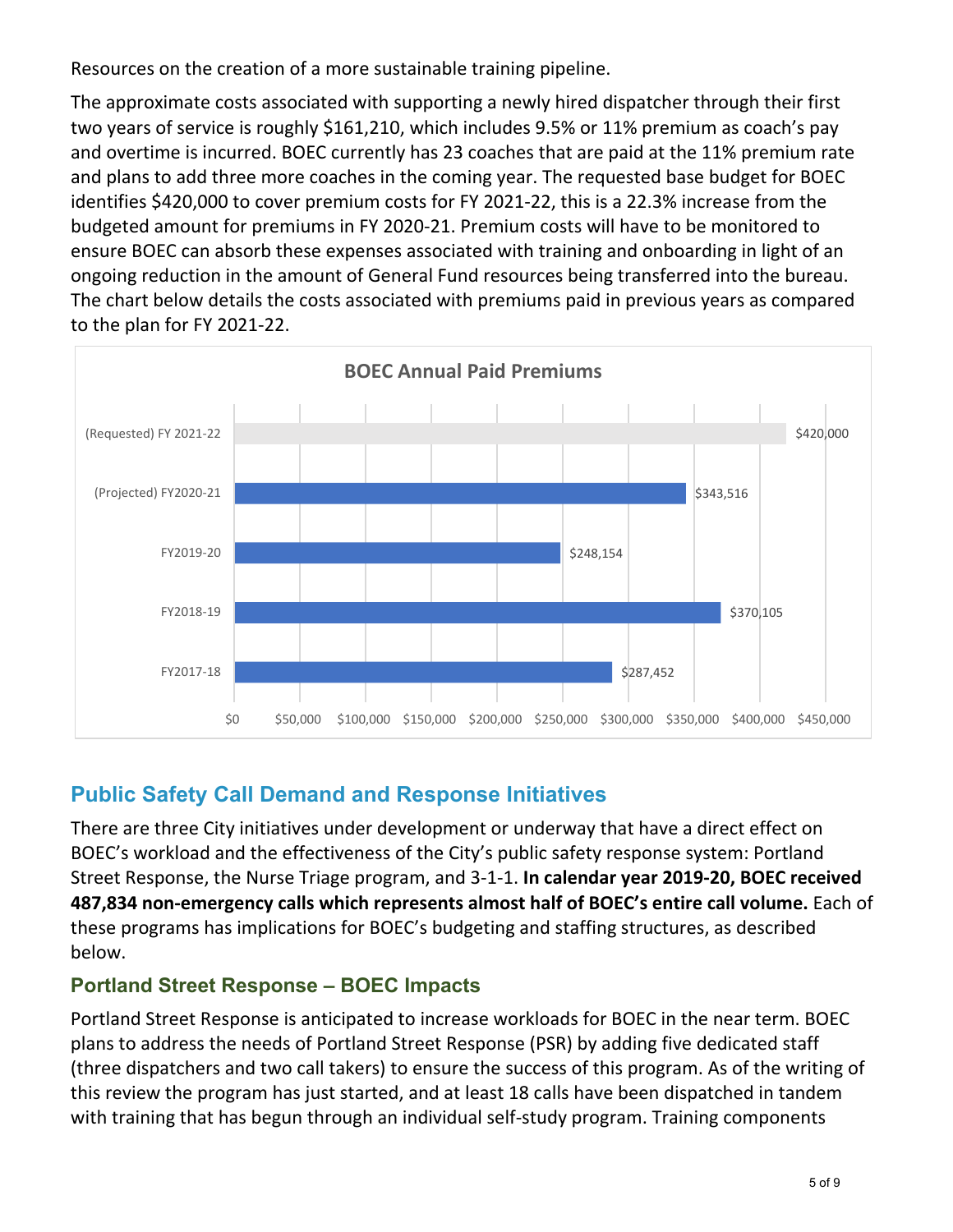Resources on the creation of a more sustainable training pipeline.

The approximate costs associated with supporting a newly hired dispatcher through their first two years of service is roughly $161,210, which includes 9.5% or 11% premium as coach's pay and overtime is incurred. BOEC currently has 23 coaches that are paid at the 11% premium rate and plans to add three more coaches in the coming year. The requested base budget for BOEC identifies $420,000 to cover premium costs for FY 2021-22, this is a 22.3% increase from the budgeted amount for premiums in FY 2020-21. Premium costs will have to be monitored to ensure BOEC can absorb these expenses associated with training and onboarding in light of an ongoing reduction in the amount of General Fund resources being transferred into the bureau. The chart below details the costs associated with premiums paid in previous years as compared to the plan for FY 2021-22.

**BOEC Annual Paid Premiums**

| Fiscal Year | Paid Premiums |
|---|---|
| (Requested) FY 2021-22 | $420,000 |
| (Projected) FY2020-21 | $343,516 |
| FY2019-20 | $248,154 |
| FY2018-19 | $370,105 |
| FY2017-18 | $287,452 |

## Public Safety Call Demand and Response Initiatives

There are three City initiatives under development or underway that have a direct effect on BOEC's workload and the effectiveness of the City's public safety response system: Portland Street Response, the Nurse Triage program, and 3-1-1. **In calendar year 2019-20, BOEC received 487,834 non-emergency calls which represents almost half of BOEC's entire call volume.** Each of these programs has implications for BOEC's budgeting and staffing structures, as described below.

### Portland Street Response – BOEC Impacts

Portland Street Response is anticipated to increase workloads for BOEC in the near term. BOEC plans to address the needs of Portland Street Response (PSR) by adding five dedicated staff (three dispatchers and two call takers) to ensure the success of this program. As of the writing of this review the program has just started, and at least 18 calls have been dispatched in tandem with training that has begun through an individual self-study program. Training components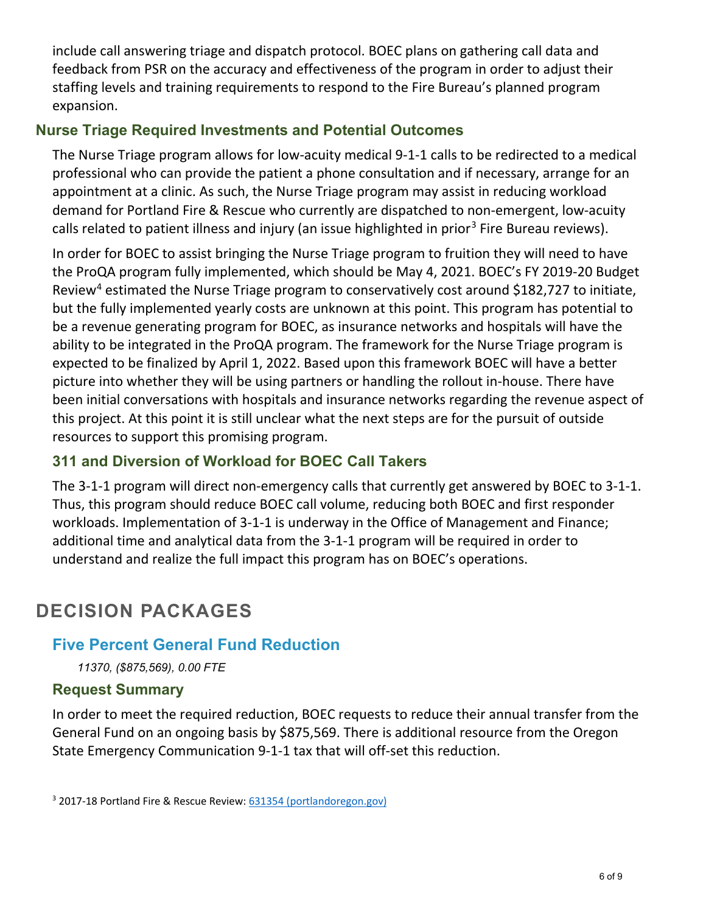include call answering triage and dispatch protocol. BOEC plans on gathering call data and feedback from PSR on the accuracy and effectiveness of the program in order to adjust their staffing levels and training requirements to respond to the Fire Bureau's planned program expansion.

### Nurse Triage Required Investments and Potential Outcomes

The Nurse Triage program allows for low-acuity medical 9-1-1 calls to be redirected to a medical professional who can provide the patient a phone consultation and if necessary, arrange for an appointment at a clinic. As such, the Nurse Triage program may assist in reducing workload demand for Portland Fire & Rescue who currently are dispatched to non-emergent, low-acuity calls related to patient illness and injury (an issue highlighted in prior[3] Fire Bureau reviews).

In order for BOEC to assist bringing the Nurse Triage program to fruition they will need to have the ProQA program fully implemented, which should be May 4, 2021. BOEC's FY 2019-20 Budget Review[4] estimated the Nurse Triage program to conservatively cost around $182,727 to initiate, but the fully implemented yearly costs are unknown at this point. This program has potential to be a revenue generating program for BOEC, as insurance networks and hospitals will have the ability to be integrated in the ProQA program. The framework for the Nurse Triage program is expected to be finalized by April 1, 2022. Based upon this framework BOEC will have a better picture into whether they will be using partners or handling the rollout in-house. There have been initial conversations with hospitals and insurance networks regarding the revenue aspect of this project. At this point it is still unclear what the next steps are for the pursuit of outside resources to support this promising program.

### 311 and Diversion of Workload for BOEC Call Takers

The 3-1-1 program will direct non-emergency calls that currently get answered by BOEC to 3-1-1. Thus, this program should reduce BOEC call volume, reducing both BOEC and first responder workloads. Implementation of 3-1-1 is underway in the Office of Management and Finance; additional time and analytical data from the 3-1-1 program will be required in order to understand and realize the full impact this program has on BOEC's operations.

# DECISION PACKAGES

## Five Percent General Fund Reduction

*11370, ($875,569), 0.00 FTE*

### Request Summary

In order to meet the required reduction, BOEC requests to reduce their annual transfer from the General Fund on an ongoing basis by $875,569. There is additional resource from the Oregon State Emergency Communication 9-1-1 tax that will off-set this reduction.

[3] 2017-18 Portland Fire & Rescue Review: 631354 (portlandoregon.gov)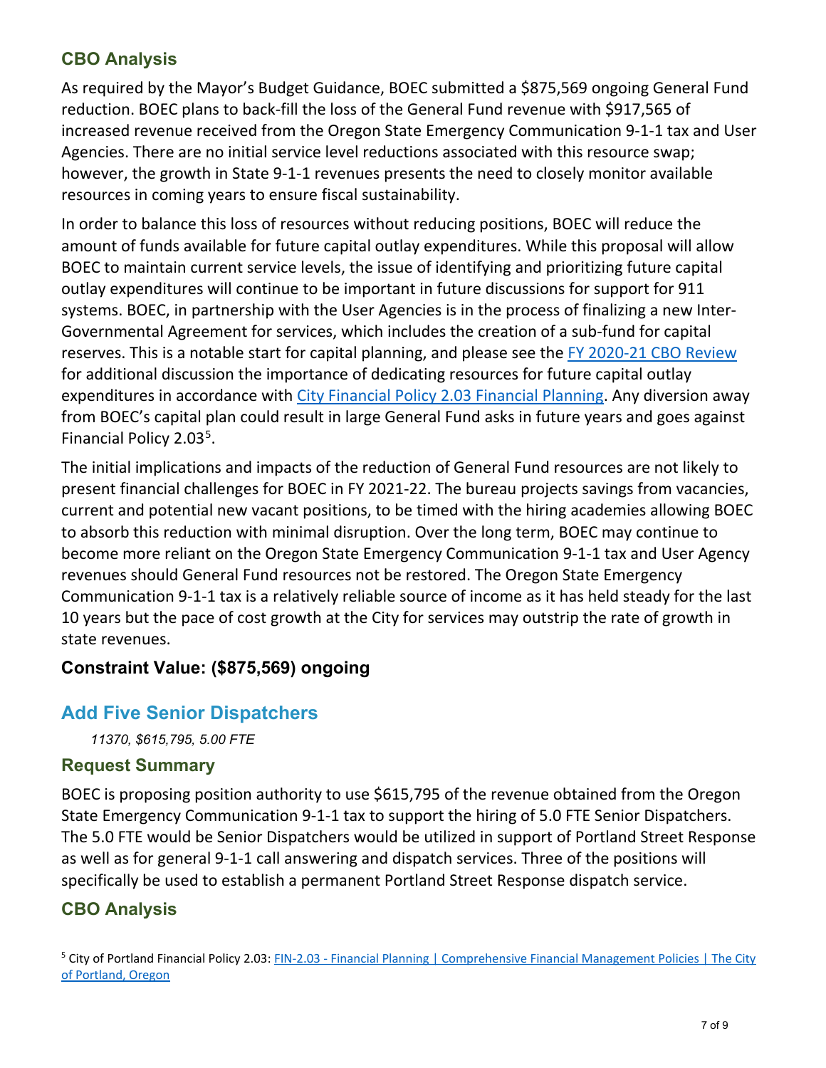### CBO Analysis

As required by the Mayor's Budget Guidance, BOEC submitted a $875,569 ongoing General Fund reduction. BOEC plans to back-fill the loss of the General Fund revenue with $917,565 of increased revenue received from the Oregon State Emergency Communication 9-1-1 tax and User Agencies. There are no initial service level reductions associated with this resource swap; however, the growth in State 9-1-1 revenues presents the need to closely monitor available resources in coming years to ensure fiscal sustainability.

In order to balance this loss of resources without reducing positions, BOEC will reduce the amount of funds available for future capital outlay expenditures. While this proposal will allow BOEC to maintain current service levels, the issue of identifying and prioritizing future capital outlay expenditures will continue to be important in future discussions for support for 911 systems. BOEC, in partnership with the User Agencies is in the process of finalizing a new Inter-Governmental Agreement for services, which includes the creation of a sub-fund for capital reserves. This is a notable start for capital planning, and please see the FY 2020-21 CBO Review for additional discussion the importance of dedicating resources for future capital outlay expenditures in accordance with City Financial Policy 2.03 Financial Planning. Any diversion away from BOEC's capital plan could result in large General Fund asks in future years and goes against Financial Policy 2.03[5].

The initial implications and impacts of the reduction of General Fund resources are not likely to present financial challenges for BOEC in FY 2021-22. The bureau projects savings from vacancies, current and potential new vacant positions, to be timed with the hiring academies allowing BOEC to absorb this reduction with minimal disruption. Over the long term, BOEC may continue to become more reliant on the Oregon State Emergency Communication 9-1-1 tax and User Agency revenues should General Fund resources not be restored. The Oregon State Emergency Communication 9-1-1 tax is a relatively reliable source of income as it has held steady for the last 10 years but the pace of cost growth at the City for services may outstrip the rate of growth in state revenues.

**Constraint Value: ($875,569) ongoing**

## Add Five Senior Dispatchers

*11370, $615,795, 5.00 FTE*

### Request Summary

BOEC is proposing position authority to use $615,795 of the revenue obtained from the Oregon State Emergency Communication 9-1-1 tax to support the hiring of 5.0 FTE Senior Dispatchers. The 5.0 FTE would be Senior Dispatchers would be utilized in support of Portland Street Response as well as for general 9-1-1 call answering and dispatch services. Three of the positions will specifically be used to establish a permanent Portland Street Response dispatch service.

### CBO Analysis

[5] City of Portland Financial Policy 2.03: FIN-2.03 - Financial Planning | Comprehensive Financial Management Policies | The City of Portland, Oregon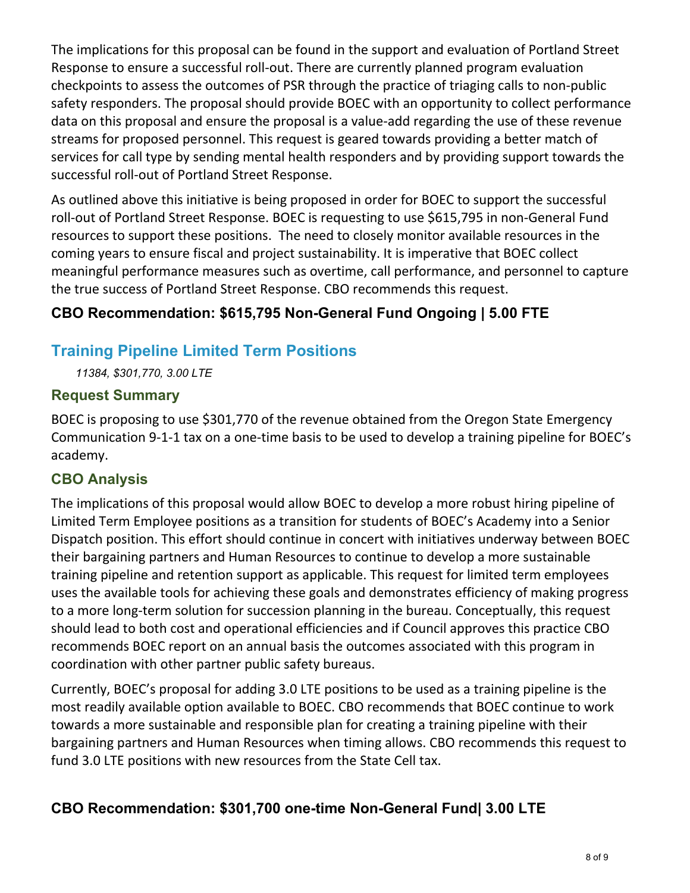The implications for this proposal can be found in the support and evaluation of Portland Street Response to ensure a successful roll-out. There are currently planned program evaluation checkpoints to assess the outcomes of PSR through the practice of triaging calls to non-public safety responders. The proposal should provide BOEC with an opportunity to collect performance data on this proposal and ensure the proposal is a value-add regarding the use of these revenue streams for proposed personnel. This request is geared towards providing a better match of services for call type by sending mental health responders and by providing support towards the successful roll-out of Portland Street Response.

As outlined above this initiative is being proposed in order for BOEC to support the successful roll-out of Portland Street Response. BOEC is requesting to use $615,795 in non-General Fund resources to support these positions. The need to closely monitor available resources in the coming years to ensure fiscal and project sustainability. It is imperative that BOEC collect meaningful performance measures such as overtime, call performance, and personnel to capture the true success of Portland Street Response. CBO recommends this request.

### CBO Recommendation: $615,795 Non-General Fund Ongoing | 5.00 FTE

## Training Pipeline Limited Term Positions

*11384, $301,770, 3.00 LTE*

### Request Summary

BOEC is proposing to use $301,770 of the revenue obtained from the Oregon State Emergency Communication 9-1-1 tax on a one-time basis to be used to develop a training pipeline for BOEC's academy.

### CBO Analysis

The implications of this proposal would allow BOEC to develop a more robust hiring pipeline of Limited Term Employee positions as a transition for students of BOEC's Academy into a Senior Dispatch position. This effort should continue in concert with initiatives underway between BOEC their bargaining partners and Human Resources to continue to develop a more sustainable training pipeline and retention support as applicable. This request for limited term employees uses the available tools for achieving these goals and demonstrates efficiency of making progress to a more long-term solution for succession planning in the bureau. Conceptually, this request should lead to both cost and operational efficiencies and if Council approves this practice CBO recommends BOEC report on an annual basis the outcomes associated with this program in coordination with other partner public safety bureaus.

Currently, BOEC's proposal for adding 3.0 LTE positions to be used as a training pipeline is the most readily available option available to BOEC. CBO recommends that BOEC continue to work towards a more sustainable and responsible plan for creating a training pipeline with their bargaining partners and Human Resources when timing allows. CBO recommends this request to fund 3.0 LTE positions with new resources from the State Cell tax.

### CBO Recommendation: $301,700 one-time Non-General Fund| 3.00 LTE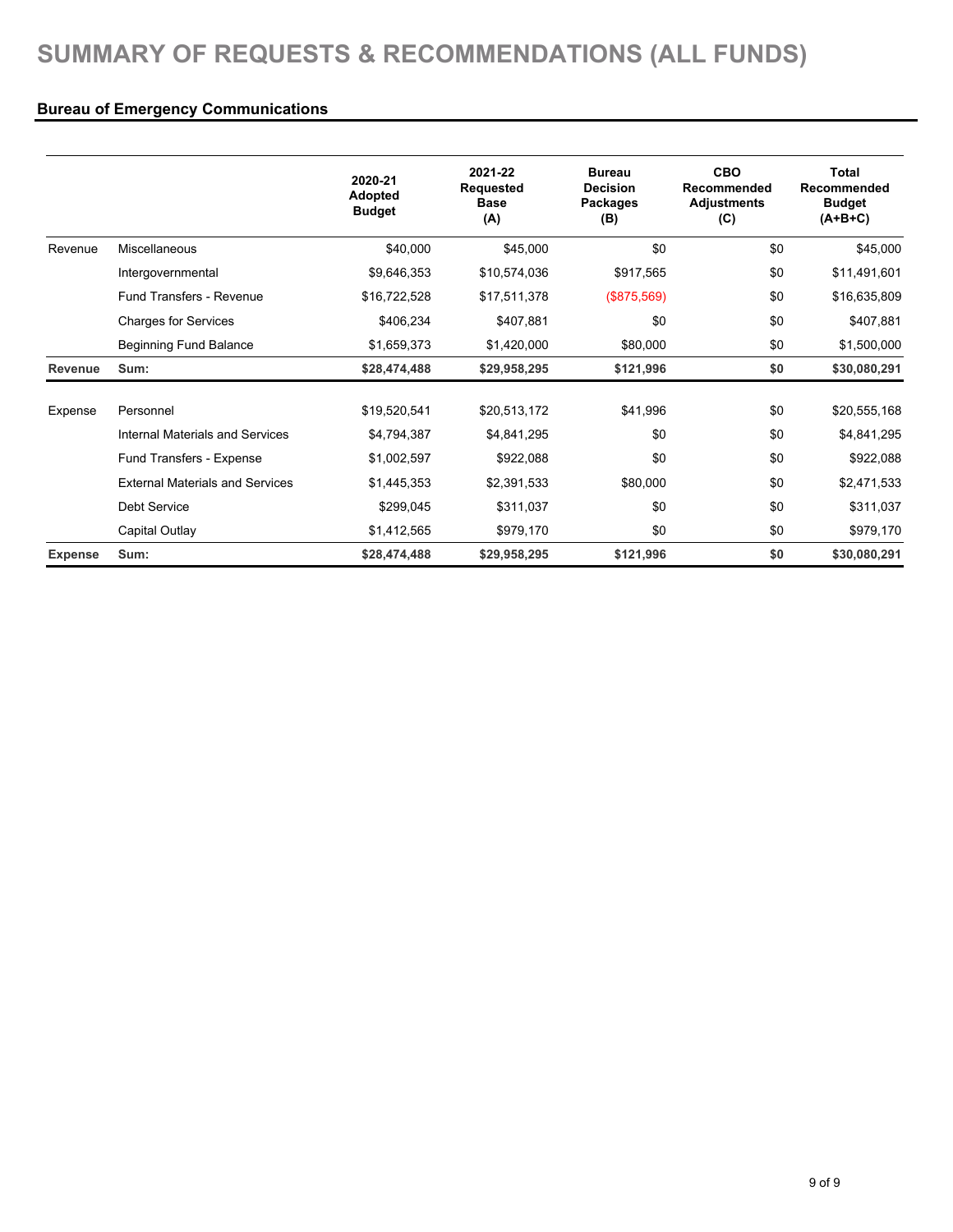# SUMMARY OF REQUESTS & RECOMMENDATIONS (ALL FUNDS)

## Bureau of Emergency Communications

| | | 2020-21 Adopted Budget | 2021-22 Requested Base (A) | Bureau Decision Packages (B) | CBO Recommended Adjustments (C) | Total Recommended Budget (A+B+C) |
|---|---|---|---|---|---|---|
| Revenue | Miscellaneous | $40,000 | $45,000 | $0 | $0 | $45,000 |
| | Intergovernmental | $9,646,353 | $10,574,036 | $917,565 | $0 | $11,491,601 |
| | Fund Transfers - Revenue | $16,722,528 | $17,511,378 | ($875,569) | $0 | $16,635,809 |
| | Charges for Services | $406,234 | $407,881 | $0 | $0 | $407,881 |
| | Beginning Fund Balance | $1,659,373 | $1,420,000 | $80,000 | $0 | $1,500,000 |
| **Revenue** | **Sum:** | **$28,474,488** | **$29,958,295** | **$121,996** | **$0** | **$30,080,291** |
| Expense | Personnel | $19,520,541 | $20,513,172 | $41,996 | $0 | $20,555,168 |
| | Internal Materials and Services | $4,794,387 | $4,841,295 | $0 | $0 | $4,841,295 |
| | Fund Transfers - Expense | $1,002,597 | $922,088 | $0 | $0 | $922,088 |
| | External Materials and Services | $1,445,353 | $2,391,533 | $80,000 | $0 | $2,471,533 |
| | Debt Service | $299,045 | $311,037 | $0 | $0 | $311,037 |
| | Capital Outlay | $1,412,565 | $979,170 | $0 | $0 | $979,170 |
| **Expense** | **Sum:** | **$28,474,488** | **$29,958,295** | **$121,996** | **$0** | **$30,080,291** |